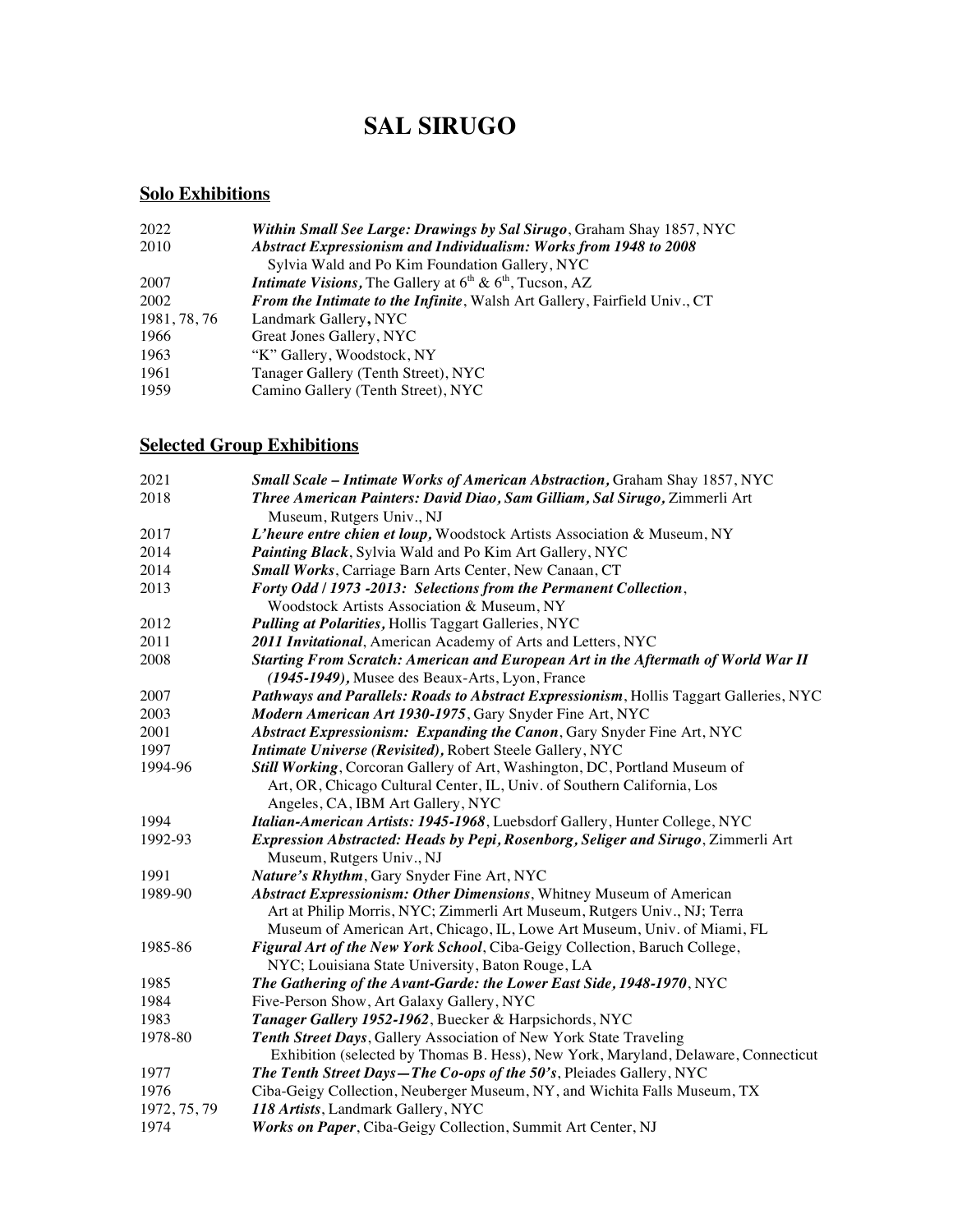# SAL SIRUGO

## Solo Exhibitions

2022 ***Within Small See Large: Drawings by Sal Sirugo***, Graham Shay 1857, NYC
2010 ***Abstract Expressionism and Individualism: Works from 1948 to 2008***
Sylvia Wald and Po Kim Foundation Gallery, NYC
2007 ***Intimate Visions,*** The Gallery at 6th & 6th, Tucson, AZ
2002 ***From the Intimate to the Infinite***, Walsh Art Gallery, Fairfield Univ., CT
1981, 78, 76 Landmark Gallery**,** NYC
1966 Great Jones Gallery, NYC
1963 "K" Gallery, Woodstock, NY
1961 Tanager Gallery (Tenth Street), NYC
1959 Camino Gallery (Tenth Street), NYC

## Selected Group Exhibitions

2021 ***Small Scale – Intimate Works of American Abstraction,*** Graham Shay 1857, NYC
2018 ***Three American Painters: David Diao, Sam Gilliam, Sal Sirugo,*** Zimmerli Art Museum, Rutgers Univ., NJ
2017 ***L'heure entre chien et loup,*** Woodstock Artists Association & Museum, NY
2014 ***Painting Black***, Sylvia Wald and Po Kim Art Gallery, NYC
2014 ***Small Works***, Carriage Barn Arts Center, New Canaan, CT
2013 ***Forty Odd / 1973 -2013: Selections from the Permanent Collection***, Woodstock Artists Association & Museum, NY
2012 ***Pulling at Polarities,*** Hollis Taggart Galleries, NYC
2011 ***2011 Invitational***, American Academy of Arts and Letters, NYC
2008 ***Starting From Scratch: American and European Art in the Aftermath of World War II (1945-1949),*** Musee des Beaux-Arts, Lyon, France
2007 ***Pathways and Parallels: Roads to Abstract Expressionism***, Hollis Taggart Galleries, NYC
2003 ***Modern American Art 1930-1975***, Gary Snyder Fine Art, NYC
2001 ***Abstract Expressionism: Expanding the Canon***, Gary Snyder Fine Art, NYC
1997 ***Intimate Universe (Revisited),*** Robert Steele Gallery, NYC
1994-96 ***Still Working***, Corcoran Gallery of Art, Washington, DC, Portland Museum of Art, OR, Chicago Cultural Center, IL, Univ. of Southern California, Los Angeles, CA, IBM Art Gallery, NYC
1994 ***Italian-American Artists: 1945-1968***, Luebsdorf Gallery, Hunter College, NYC
1992-93 ***Expression Abstracted: Heads by Pepi, Rosenborg, Seliger and Sirugo***, Zimmerli Art Museum, Rutgers Univ., NJ
1991 ***Nature's Rhythm***, Gary Snyder Fine Art, NYC
1989-90 ***Abstract Expressionism: Other Dimensions***, Whitney Museum of American Art at Philip Morris, NYC; Zimmerli Art Museum, Rutgers Univ., NJ; Terra Museum of American Art, Chicago, IL, Lowe Art Museum, Univ. of Miami, FL
1985-86 ***Figural Art of the New York School***, Ciba-Geigy Collection, Baruch College, NYC; Louisiana State University, Baton Rouge, LA
1985 ***The Gathering of the Avant-Garde: the Lower East Side, 1948-1970***, NYC
1984 Five-Person Show, Art Galaxy Gallery, NYC
1983 ***Tanager Gallery 1952-1962***, Buecker & Harpsichords, NYC
1978-80 ***Tenth Street Days***, Gallery Association of New York State Traveling Exhibition (selected by Thomas B. Hess), New York, Maryland, Delaware, Connecticut
1977 ***The Tenth Street Days—The Co-ops of the 50's***, Pleiades Gallery, NYC
1976 Ciba-Geigy Collection, Neuberger Museum, NY, and Wichita Falls Museum, TX
1972, 75, 79 ***118 Artists***, Landmark Gallery, NYC
1974 ***Works on Paper***, Ciba-Geigy Collection, Summit Art Center, NJ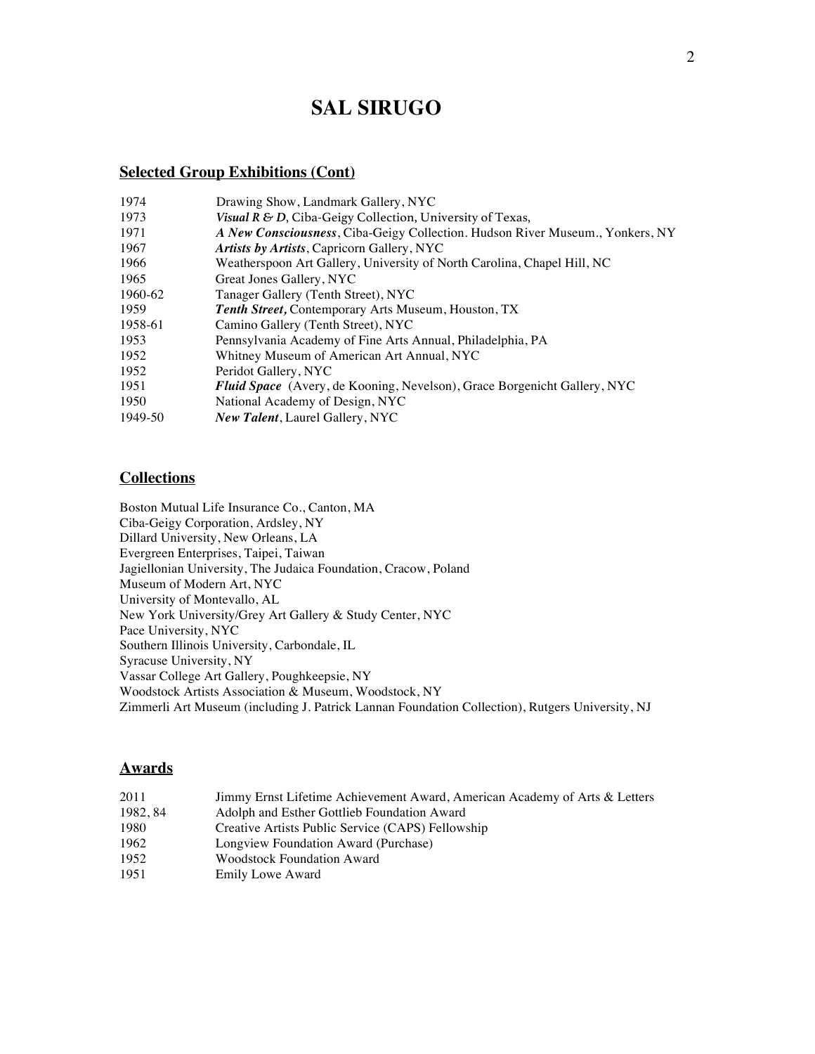# SAL SIRUGO

## Selected Group Exhibitions (Cont)

| | |
|---|---|
| 1974 | Drawing Show, Landmark Gallery, NYC |
| 1973 | ***Visual R & D***, Ciba-Geigy Collection, University of Texas, |
| 1971 | ***A New Consciousness***, Ciba-Geigy Collection. Hudson River Museum., Yonkers, NY |
| 1967 | ***Artists by Artists***, Capricorn Gallery, NYC |
| 1966 | Weatherspoon Art Gallery, University of North Carolina, Chapel Hill, NC |
| 1965 | Great Jones Gallery, NYC |
| 1960-62 | Tanager Gallery (Tenth Street), NYC |
| 1959 | ***Tenth Street,*** Contemporary Arts Museum, Houston, TX |
| 1958-61 | Camino Gallery (Tenth Street), NYC |
| 1953 | Pennsylvania Academy of Fine Arts Annual, Philadelphia, PA |
| 1952 | Whitney Museum of American Art Annual, NYC |
| 1952 | Peridot Gallery, NYC |
| 1951 | ***Fluid Space*** (Avery, de Kooning, Nevelson), Grace Borgenicht Gallery, NYC |
| 1950 | National Academy of Design, NYC |
| 1949-50 | ***New Talent***, Laurel Gallery, NYC |

## Collections

Boston Mutual Life Insurance Co., Canton, MA
Ciba-Geigy Corporation, Ardsley, NY
Dillard University, New Orleans, LA
Evergreen Enterprises, Taipei, Taiwan
Jagiellonian University, The Judaica Foundation, Cracow, Poland
Museum of Modern Art, NYC
University of Montevallo, AL
New York University/Grey Art Gallery & Study Center, NYC
Pace University, NYC
Southern Illinois University, Carbondale, IL
Syracuse University, NY
Vassar College Art Gallery, Poughkeepsie, NY
Woodstock Artists Association & Museum, Woodstock, NY
Zimmerli Art Museum (including J. Patrick Lannan Foundation Collection), Rutgers University, NJ

## Awards

| | |
|---|---|
| 2011 | Jimmy Ernst Lifetime Achievement Award, American Academy of Arts & Letters |
| 1982, 84 | Adolph and Esther Gottlieb Foundation Award |
| 1980 | Creative Artists Public Service (CAPS) Fellowship |
| 1962 | Longview Foundation Award (Purchase) |
| 1952 | Woodstock Foundation Award |
| 1951 | Emily Lowe Award |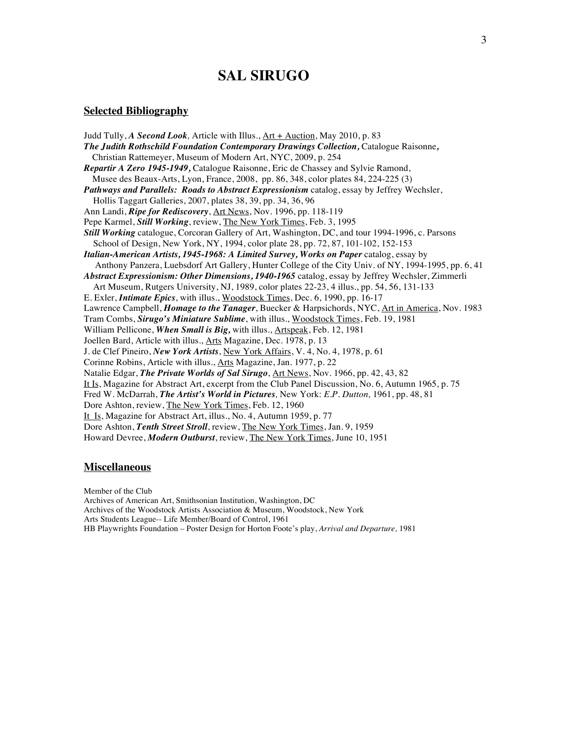# SAL SIRUGO

## Selected Bibliography

Judd Tully, ***A Second Look,*** Article with Illus., Art + Auction, May 2010, p. 83
***The Judith Rothschild Foundation Contemporary Drawings Collection,*** Catalogue Raisonne, Christian Rattemeyer, Museum of Modern Art, NYC, 2009, p. 254
***Repartir A Zero 1945-1949,*** Catalogue Raisonne, Eric de Chassey and Sylvie Ramond, Musee des Beaux-Arts, Lyon, France, 2008, pp. 86, 348, color plates 84, 224-225 (3)
***Pathways and Parallels: Roads to Abstract Expressionism*** catalog, essay by Jeffrey Wechsler, Hollis Taggart Galleries, 2007, plates 38, 39, pp. 34, 36, 96
Ann Landi, ***Ripe for Rediscovery***, Art News, Nov. 1996, pp. 118-119
Pepe Karmel, ***Still Working***, review, The New York Times, Feb. 3, 1995
***Still Working*** catalogue, Corcoran Gallery of Art, Washington, DC, and tour 1994-1996, c. Parsons School of Design, New York, NY, 1994, color plate 28, pp. 72, 87, 101-102, 152-153
***Italian-American Artists, 1945-1968: A Limited Survey, Works on Paper*** catalog, essay by Anthony Panzera, Luebsdorf Art Gallery, Hunter College of the City Univ. of NY, 1994-1995, pp. 6, 41
***Abstract Expressionism: Other Dimensions, 1940-1965*** catalog, essay by Jeffrey Wechsler, Zimmerli Art Museum, Rutgers University, NJ, 1989, color plates 22-23, 4 illus., pp. 54, 56, 131-133
E. Exler, ***Intimate Epics***, with illus., Woodstock Times, Dec. 6, 1990, pp. 16-17
Lawrence Campbell, ***Homage to the Tanager***, Buecker & Harpsichords, NYC, Art in America, Nov. 1983
Tram Combs, ***Sirugo's Miniature Sublime***, with illus., Woodstock Times, Feb. 19, 1981
William Pellicone, ***When Small is Big,*** with illus., Artspeak, Feb. 12, 1981
Joellen Bard, Article with illus., Arts Magazine, Dec. 1978, p. 13
J. de Clef Pineiro, ***New York Artists***, New York Affairs, V. 4, No. 4, 1978, p. 61
Corinne Robins, Article with illus., Arts Magazine, Jan. 1977, p. 22
Natalie Edgar, ***The Private Worlds of Sal Sirugo***, Art News, Nov. 1966, pp. 42, 43, 82
It Is, Magazine for Abstract Art, excerpt from the Club Panel Discussion, No. 6, Autumn 1965, p. 75
Fred W. McDarrah, ***The Artist's World in Pictures,*** New York: *E.P. Dutton,* 1961, pp. 48, 81
Dore Ashton, review, The New York Times, Feb. 12, 1960
It Is, Magazine for Abstract Art, illus., No. 4, Autumn 1959, p. 77
Dore Ashton, ***Tenth Street Stroll***, review, The New York Times, Jan. 9, 1959
Howard Devree, ***Modern Outburst***, review, The New York Times, June 10, 1951

## Miscellaneous

Member of the Club
Archives of American Art, Smithsonian Institution, Washington, DC
Archives of the Woodstock Artists Association & Museum, Woodstock, New York
Arts Students League-- Life Member/Board of Control, 1961
HB Playwrights Foundation – Poster Design for Horton Foote's play, *Arrival and Departure,* 1981